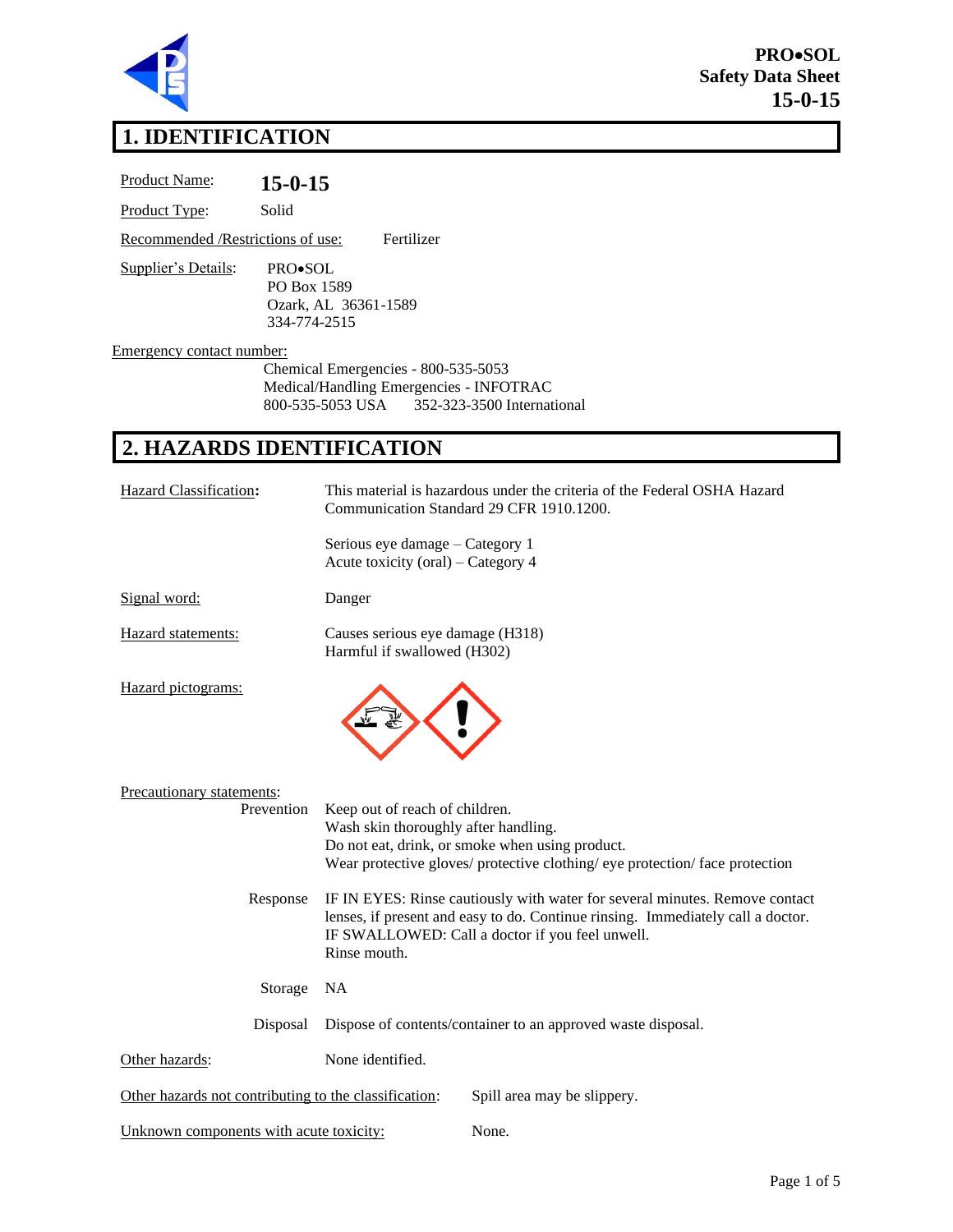**PRO•SOL**
**Safety Data Sheet**
**15-0-15**

## 1. IDENTIFICATION

Product Name: **15-0-15**

Product Type: Solid

Recommended /Restrictions of use: Fertilizer

Supplier's Details:
PRO•SOL
PO Box 1589
Ozark, AL 36361-1589
334-774-2515

Emergency contact number:
Chemical Emergencies - 800-535-5053
Medical/Handling Emergencies - INFOTRAC
800-535-5053 USA    352-323-3500 International

## 2. HAZARDS IDENTIFICATION

Hazard Classification: This material is hazardous under the criteria of the Federal OSHA Hazard Communication Standard 29 CFR 1910.1200.

Serious eye damage – Category 1
Acute toxicity (oral) – Category 4

Signal word: Danger

Hazard statements:
Causes serious eye damage (H318)
Harmful if swallowed (H302)

Hazard pictograms:

Precautionary statements:

Prevention
Keep out of reach of children.
Wash skin thoroughly after handling.
Do not eat, drink, or smoke when using product.
Wear protective gloves/ protective clothing/ eye protection/ face protection

Response
IF IN EYES: Rinse cautiously with water for several minutes. Remove contact lenses, if present and easy to do. Continue rinsing. Immediately call a doctor.
IF SWALLOWED: Call a doctor if you feel unwell.
Rinse mouth.

Storage
NA

Disposal
Dispose of contents/container to an approved waste disposal.

Other hazards: None identified.

Other hazards not contributing to the classification: Spill area may be slippery.

Unknown components with acute toxicity: None.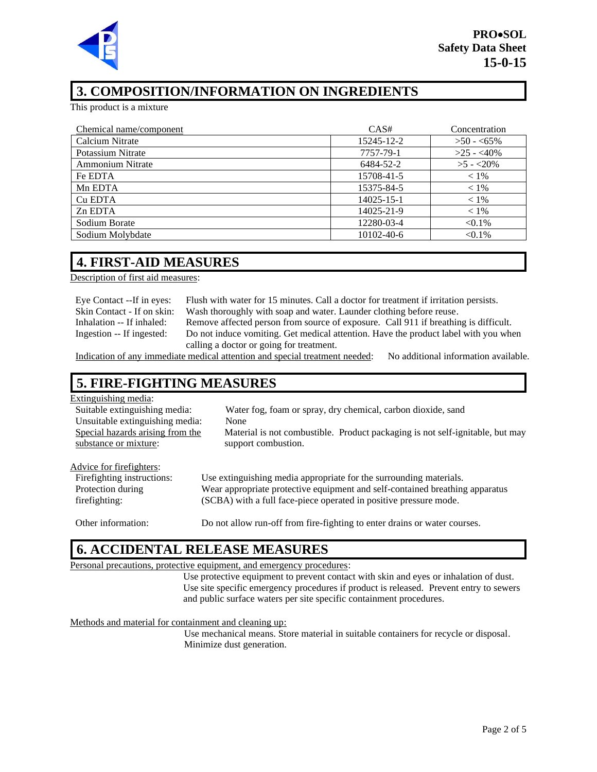## 3. COMPOSITION/INFORMATION ON INGREDIENTS

This product is a mixture

| Chemical name/component | CAS# | Concentration |
|---|---|---|
| Calcium Nitrate | 15245-12-2 | >50 - <65% |
| Potassium Nitrate | 7757-79-1 | >25 - <40% |
| Ammonium Nitrate | 6484-52-2 | >5 - <20% |
| Fe EDTA | 15708-41-5 | < 1% |
| Mn EDTA | 15375-84-5 | < 1% |
| Cu EDTA | 14025-15-1 | < 1% |
| Zn EDTA | 14025-21-9 | < 1% |
| Sodium Borate | 12280-03-4 | <0.1% |
| Sodium Molybdate | 10102-40-6 | <0.1% |

## 4. FIRST-AID MEASURES

Description of first aid measures:

Eye Contact --If in eyes: Flush with water for 15 minutes. Call a doctor for treatment if irritation persists.

Skin Contact - If on skin: Wash thoroughly with soap and water. Launder clothing before reuse.

Inhalation -- If inhaled: Remove affected person from source of exposure. Call 911 if breathing is difficult.

Ingestion -- If ingested: Do not induce vomiting. Get medical attention. Have the product label with you when calling a doctor or going for treatment.

Indication of any immediate medical attention and special treatment needed: No additional information available.

## 5. FIRE-FIGHTING MEASURES

Extinguishing media:

Suitable extinguishing media: Water fog, foam or spray, dry chemical, carbon dioxide, sand

Unsuitable extinguishing media: None

Special hazards arising from the substance or mixture: Material is not combustible. Product packaging is not self-ignitable, but may support combustion.

Advice for firefighters:

Firefighting instructions: Use extinguishing media appropriate for the surrounding materials.

Protection during firefighting: Wear appropriate protective equipment and self-contained breathing apparatus (SCBA) with a full face-piece operated in positive pressure mode.

Other information: Do not allow run-off from fire-fighting to enter drains or water courses.

## 6. ACCIDENTAL RELEASE MEASURES

Personal precautions, protective equipment, and emergency procedures:

Use protective equipment to prevent contact with skin and eyes or inhalation of dust. Use site specific emergency procedures if product is released. Prevent entry to sewers and public surface waters per site specific containment procedures.

Methods and material for containment and cleaning up:

Use mechanical means. Store material in suitable containers for recycle or disposal. Minimize dust generation.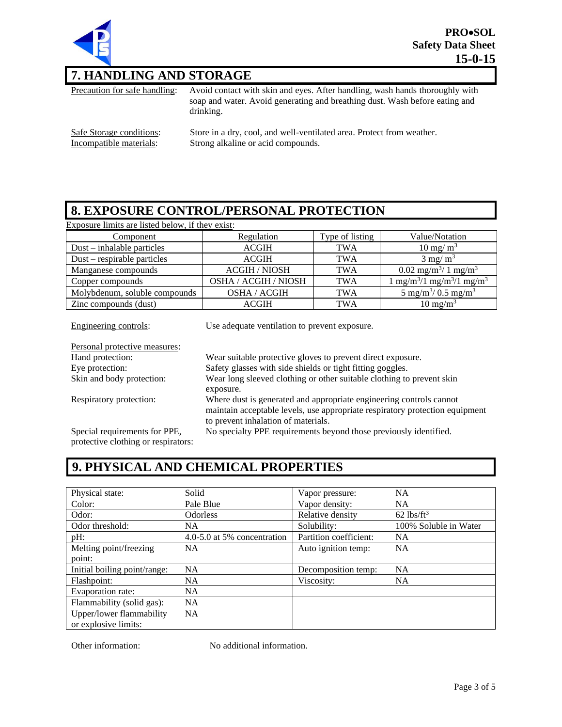## 7. HANDLING AND STORAGE

Precaution for safe handling: Avoid contact with skin and eyes. After handling, wash hands thoroughly with soap and water. Avoid generating and breathing dust. Wash before eating and drinking.

Safe Storage conditions: Store in a dry, cool, and well-ventilated area. Protect from weather.
Incompatible materials: Strong alkaline or acid compounds.

## 8. EXPOSURE CONTROL/PERSONAL PROTECTION

Exposure limits are listed below, if they exist:

| Component | Regulation | Type of listing | Value/Notation |
|---|---|---|---|
| Dust – inhalable particles | ACGIH | TWA | 10 mg/ $m^3$ |
| Dust – respirable particles | ACGIH | TWA | 3 mg/ $m^3$ |
| Manganese compounds | ACGIH / NIOSH | TWA | 0.02 mg/$m^3$/ 1 mg/$m^3$ |
| Copper compounds | OSHA / ACGIH / NIOSH | TWA | 1 mg/$m^3$/1 mg/$m^3$/1 mg/$m^3$ |
| Molybdenum, soluble compounds | OSHA / ACGIH | TWA | 5 mg/$m^3$/ 0.5 mg/$m^3$ |
| Zinc compounds (dust) | ACGIH | TWA | 10 mg/$m^3$ |

Engineering controls: Use adequate ventilation to prevent exposure.

Personal protective measures:

Hand protection: Wear suitable protective gloves to prevent direct exposure.

Eye protection: Safety glasses with side shields or tight fitting goggles.

Skin and body protection: Wear long sleeved clothing or other suitable clothing to prevent skin exposure.

Respiratory protection: Where dust is generated and appropriate engineering controls cannot maintain acceptable levels, use appropriate respiratory protection equipment to prevent inhalation of materials.

Special requirements for PPE, protective clothing or respirators: No specialty PPE requirements beyond those previously identified.

## 9. PHYSICAL AND CHEMICAL PROPERTIES

| | | | |
|---|---|---|---|
| Physical state: | Solid | Vapor pressure: | NA |
| Color: | Pale Blue | Vapor density: | NA |
| Odor: | Odorless | Relative density | 62 lbs/$ft^3$ |
| Odor threshold: | NA | Solubility: | 100% Soluble in Water |
| pH: | 4.0-5.0 at 5% concentration | Partition coefficient: | NA |
| Melting point/freezing point: | NA | Auto ignition temp: | NA |
| Initial boiling point/range: | NA | Decomposition temp: | NA |
| Flashpoint: | NA | Viscosity: | NA |
| Evaporation rate: | NA | | |
| Flammability (solid gas): | NA | | |
| Upper/lower flammability or explosive limits: | NA | | |

Other information: No additional information.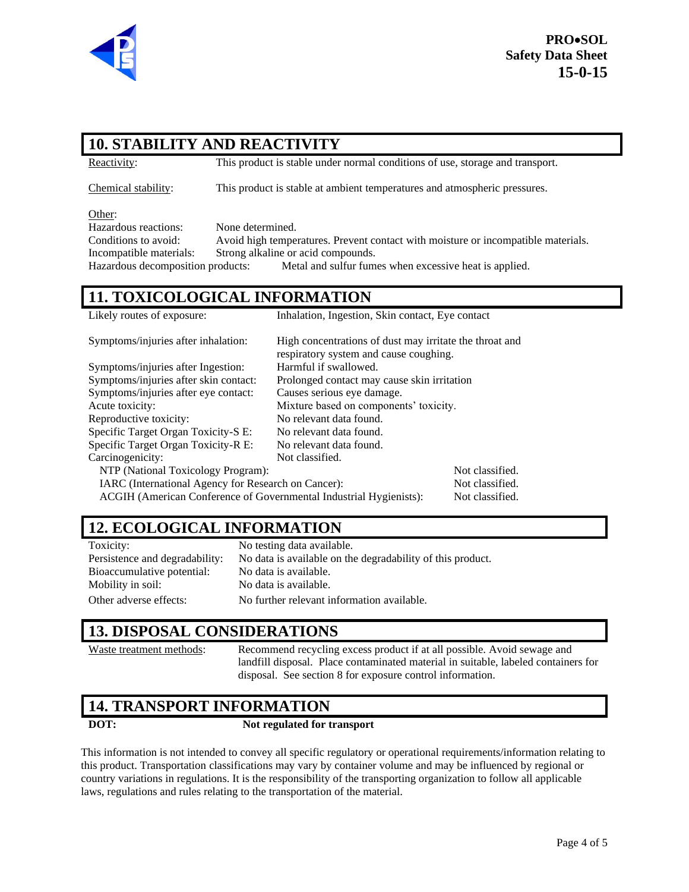## 10. STABILITY AND REACTIVITY

Reactivity: This product is stable under normal conditions of use, storage and transport.

Chemical stability: This product is stable at ambient temperatures and atmospheric pressures.

Other:

Hazardous reactions: None determined.
Conditions to avoid: Avoid high temperatures. Prevent contact with moisture or incompatible materials.
Incompatible materials: Strong alkaline or acid compounds.
Hazardous decomposition products: Metal and sulfur fumes when excessive heat is applied.

## 11. TOXICOLOGICAL INFORMATION

Likely routes of exposure: Inhalation, Ingestion, Skin contact, Eye contact

Symptoms/injuries after inhalation: High concentrations of dust may irritate the throat and respiratory system and cause coughing.
Symptoms/injuries after Ingestion: Harmful if swallowed.
Symptoms/injuries after skin contact: Prolonged contact may cause skin irritation
Symptoms/injuries after eye contact: Causes serious eye damage.
Acute toxicity: Mixture based on components' toxicity.
Reproductive toxicity: No relevant data found.
Specific Target Organ Toxicity-S E: No relevant data found.
Specific Target Organ Toxicity-R E: No relevant data found.
Carcinogenicity: Not classified.
NTP (National Toxicology Program): Not classified.
IARC (International Agency for Research on Cancer): Not classified.
ACGIH (American Conference of Governmental Industrial Hygienists): Not classified.

## 12. ECOLOGICAL INFORMATION

Toxicity: No testing data available.
Persistence and degradability: No data is available on the degradability of this product.
Bioaccumulative potential: No data is available.
Mobility in soil: No data is available.
Other adverse effects: No further relevant information available.

## 13. DISPOSAL CONSIDERATIONS

Waste treatment methods: Recommend recycling excess product if at all possible. Avoid sewage and landfill disposal. Place contaminated material in suitable, labeled containers for disposal. See section 8 for exposure control information.

## 14. TRANSPORT INFORMATION

**DOT:** **Not regulated for transport**

This information is not intended to convey all specific regulatory or operational requirements/information relating to this product. Transportation classifications may vary by container volume and may be influenced by regional or country variations in regulations. It is the responsibility of the transporting organization to follow all applicable laws, regulations and rules relating to the transportation of the material.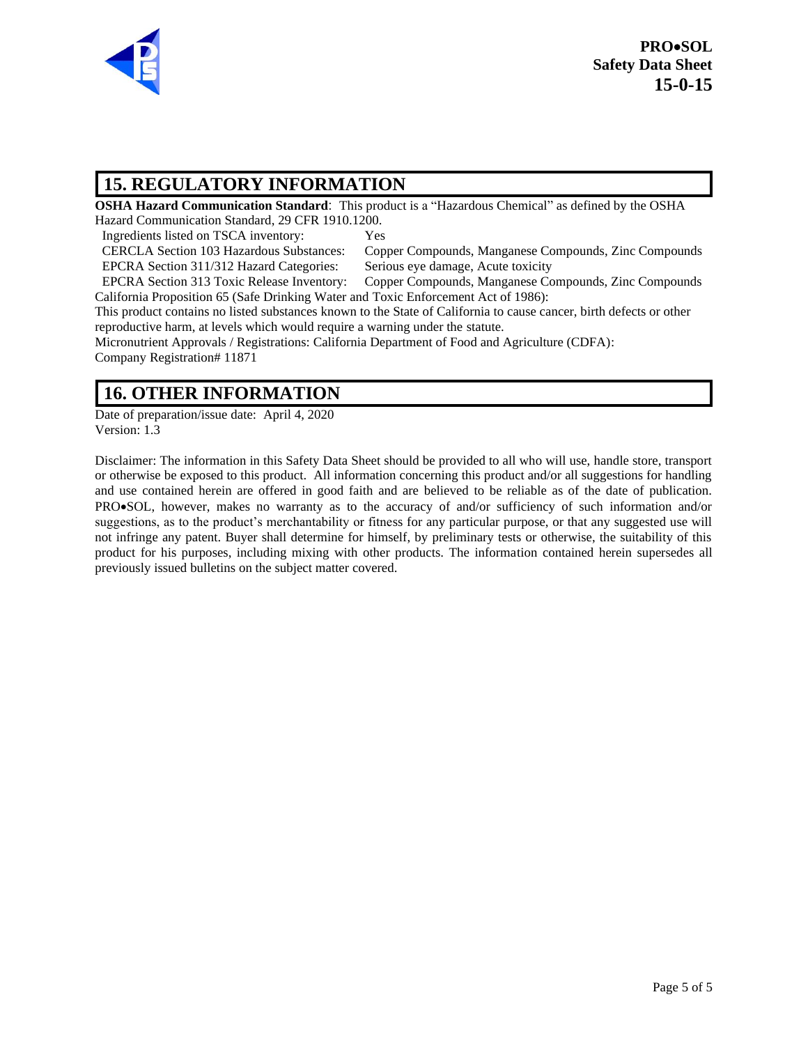## 15. REGULATORY INFORMATION

**OSHA Hazard Communication Standard**: This product is a "Hazardous Chemical" as defined by the OSHA Hazard Communication Standard, 29 CFR 1910.1200.

| | |
|---|---|
| Ingredients listed on TSCA inventory: | Yes |
| CERCLA Section 103 Hazardous Substances: | Copper Compounds, Manganese Compounds, Zinc Compounds |
| EPCRA Section 311/312 Hazard Categories: | Serious eye damage, Acute toxicity |
| EPCRA Section 313 Toxic Release Inventory: | Copper Compounds, Manganese Compounds, Zinc Compounds |

California Proposition 65 (Safe Drinking Water and Toxic Enforcement Act of 1986):
This product contains no listed substances known to the State of California to cause cancer, birth defects or other reproductive harm, at levels which would require a warning under the statute.
Micronutrient Approvals / Registrations: California Department of Food and Agriculture (CDFA):
Company Registration# 11871

## 16. OTHER INFORMATION

Date of preparation/issue date: April 4, 2020
Version: 1.3

Disclaimer: The information in this Safety Data Sheet should be provided to all who will use, handle store, transport or otherwise be exposed to this product. All information concerning this product and/or all suggestions for handling and use contained herein are offered in good faith and are believed to be reliable as of the date of publication. PRO•SOL, however, makes no warranty as to the accuracy of and/or sufficiency of such information and/or suggestions, as to the product's merchantability or fitness for any particular purpose, or that any suggested use will not infringe any patent. Buyer shall determine for himself, by preliminary tests or otherwise, the suitability of this product for his purposes, including mixing with other products. The information contained herein supersedes all previously issued bulletins on the subject matter covered.